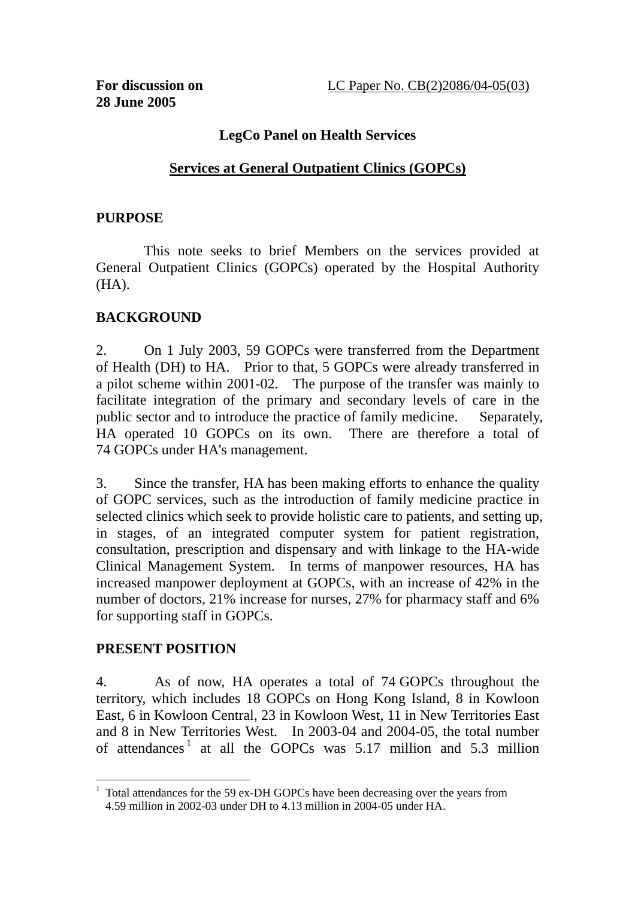**For discussion on**
**28 June 2005**

LC Paper No. CB(2)2086/04-05(03)

**LegCo Panel on Health Services**

**Services at General Outpatient Clinics (GOPCs)**

## PURPOSE

This note seeks to brief Members on the services provided at General Outpatient Clinics (GOPCs) operated by the Hospital Authority (HA).

## BACKGROUND

2. On 1 July 2003, 59 GOPCs were transferred from the Department of Health (DH) to HA. Prior to that, 5 GOPCs were already transferred in a pilot scheme within 2001-02. The purpose of the transfer was mainly to facilitate integration of the primary and secondary levels of care in the public sector and to introduce the practice of family medicine. Separately, HA operated 10 GOPCs on its own. There are therefore a total of 74 GOPCs under HA's management.

3. Since the transfer, HA has been making efforts to enhance the quality of GOPC services, such as the introduction of family medicine practice in selected clinics which seek to provide holistic care to patients, and setting up, in stages, of an integrated computer system for patient registration, consultation, prescription and dispensary and with linkage to the HA-wide Clinical Management System. In terms of manpower resources, HA has increased manpower deployment at GOPCs, with an increase of 42% in the number of doctors, 21% increase for nurses, 27% for pharmacy staff and 6% for supporting staff in GOPCs.

## PRESENT POSITION

4. As of now, HA operates a total of 74 GOPCs throughout the territory, which includes 18 GOPCs on Hong Kong Island, 8 in Kowloon East, 6 in Kowloon Central, 23 in Kowloon West, 11 in New Territories East and 8 in New Territories West. In 2003-04 and 2004-05, the total number of attendances[1] at all the GOPCs was 5.17 million and 5.3 million

---

[1] Total attendances for the 59 ex-DH GOPCs have been decreasing over the years from 4.59 million in 2002-03 under DH to 4.13 million in 2004-05 under HA.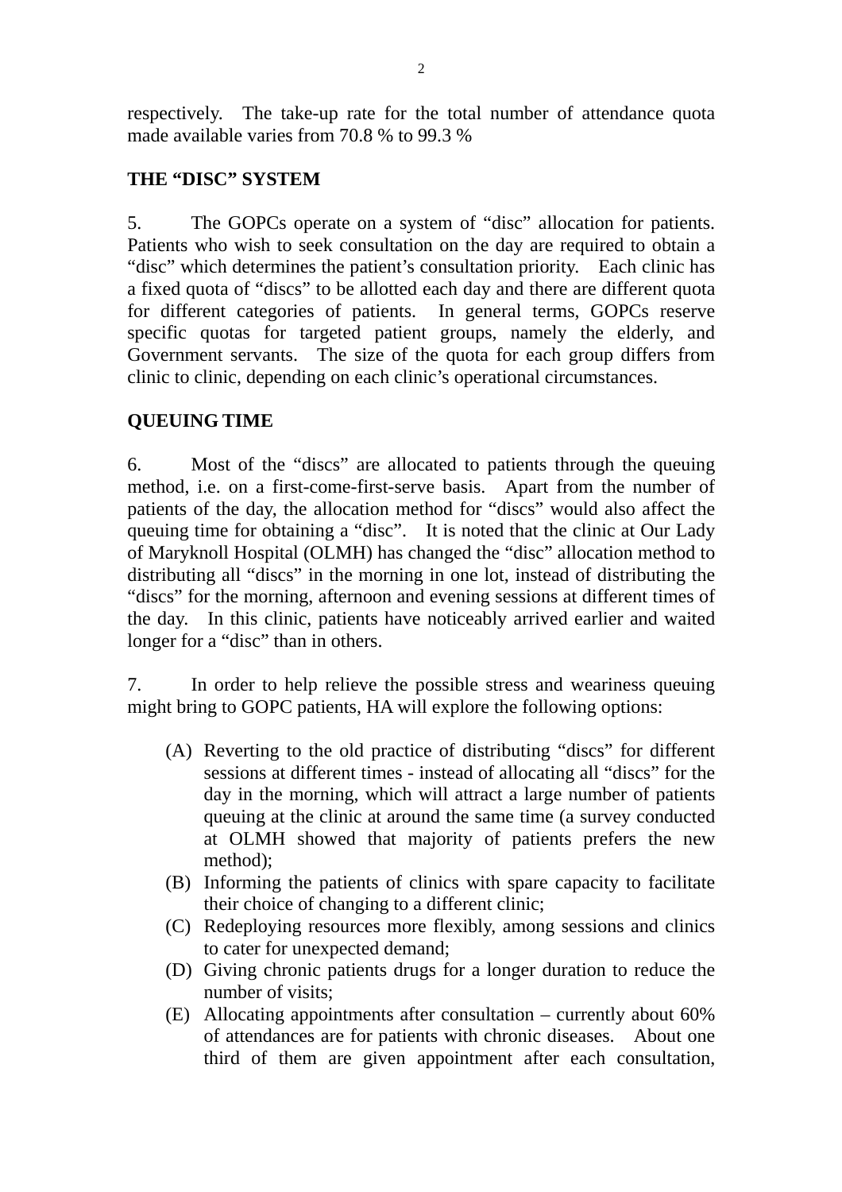respectively. The take-up rate for the total number of attendance quota made available varies from 70.8 % to 99.3 %

## THE "DISC" SYSTEM

5. The GOPCs operate on a system of "disc" allocation for patients. Patients who wish to seek consultation on the day are required to obtain a "disc" which determines the patient's consultation priority. Each clinic has a fixed quota of "discs" to be allotted each day and there are different quota for different categories of patients. In general terms, GOPCs reserve specific quotas for targeted patient groups, namely the elderly, and Government servants. The size of the quota for each group differs from clinic to clinic, depending on each clinic's operational circumstances.

## QUEUING TIME

6. Most of the "discs" are allocated to patients through the queuing method, i.e. on a first-come-first-serve basis. Apart from the number of patients of the day, the allocation method for "discs" would also affect the queuing time for obtaining a "disc". It is noted that the clinic at Our Lady of Maryknoll Hospital (OLMH) has changed the "disc" allocation method to distributing all "discs" in the morning in one lot, instead of distributing the "discs" for the morning, afternoon and evening sessions at different times of the day. In this clinic, patients have noticeably arrived earlier and waited longer for a "disc" than in others.

7. In order to help relieve the possible stress and weariness queuing might bring to GOPC patients, HA will explore the following options:

(A) Reverting to the old practice of distributing "discs" for different sessions at different times - instead of allocating all "discs" for the day in the morning, which will attract a large number of patients queuing at the clinic at around the same time (a survey conducted at OLMH showed that majority of patients prefers the new method);

(B) Informing the patients of clinics with spare capacity to facilitate their choice of changing to a different clinic;

(C) Redeploying resources more flexibly, among sessions and clinics to cater for unexpected demand;

(D) Giving chronic patients drugs for a longer duration to reduce the number of visits;

(E) Allocating appointments after consultation – currently about 60% of attendances are for patients with chronic diseases. About one third of them are given appointment after each consultation,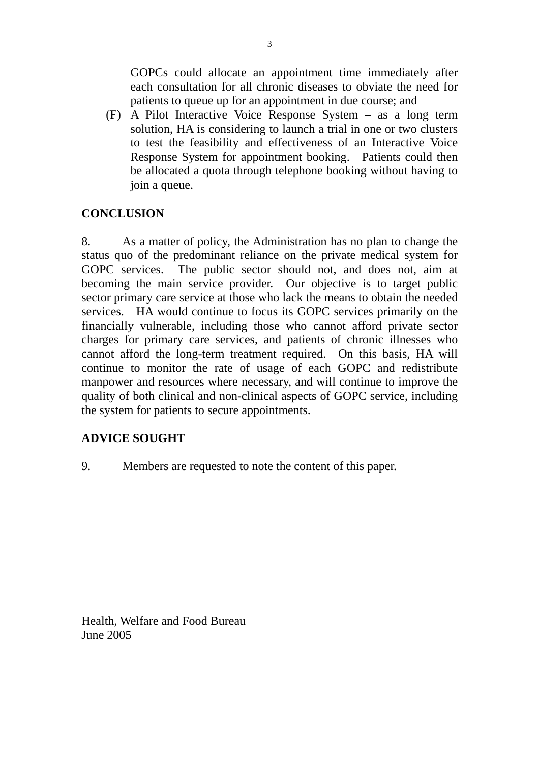GOPCs could allocate an appointment time immediately after each consultation for all chronic diseases to obviate the need for patients to queue up for an appointment in due course; and

(F) A Pilot Interactive Voice Response System – as a long term solution, HA is considering to launch a trial in one or two clusters to test the feasibility and effectiveness of an Interactive Voice Response System for appointment booking. Patients could then be allocated a quota through telephone booking without having to join a queue.

**CONCLUSION**

8. As a matter of policy, the Administration has no plan to change the status quo of the predominant reliance on the private medical system for GOPC services. The public sector should not, and does not, aim at becoming the main service provider. Our objective is to target public sector primary care service at those who lack the means to obtain the needed services. HA would continue to focus its GOPC services primarily on the financially vulnerable, including those who cannot afford private sector charges for primary care services, and patients of chronic illnesses who cannot afford the long-term treatment required. On this basis, HA will continue to monitor the rate of usage of each GOPC and redistribute manpower and resources where necessary, and will continue to improve the quality of both clinical and non-clinical aspects of GOPC service, including the system for patients to secure appointments.

**ADVICE SOUGHT**

9. Members are requested to note the content of this paper.

Health, Welfare and Food Bureau
June 2005